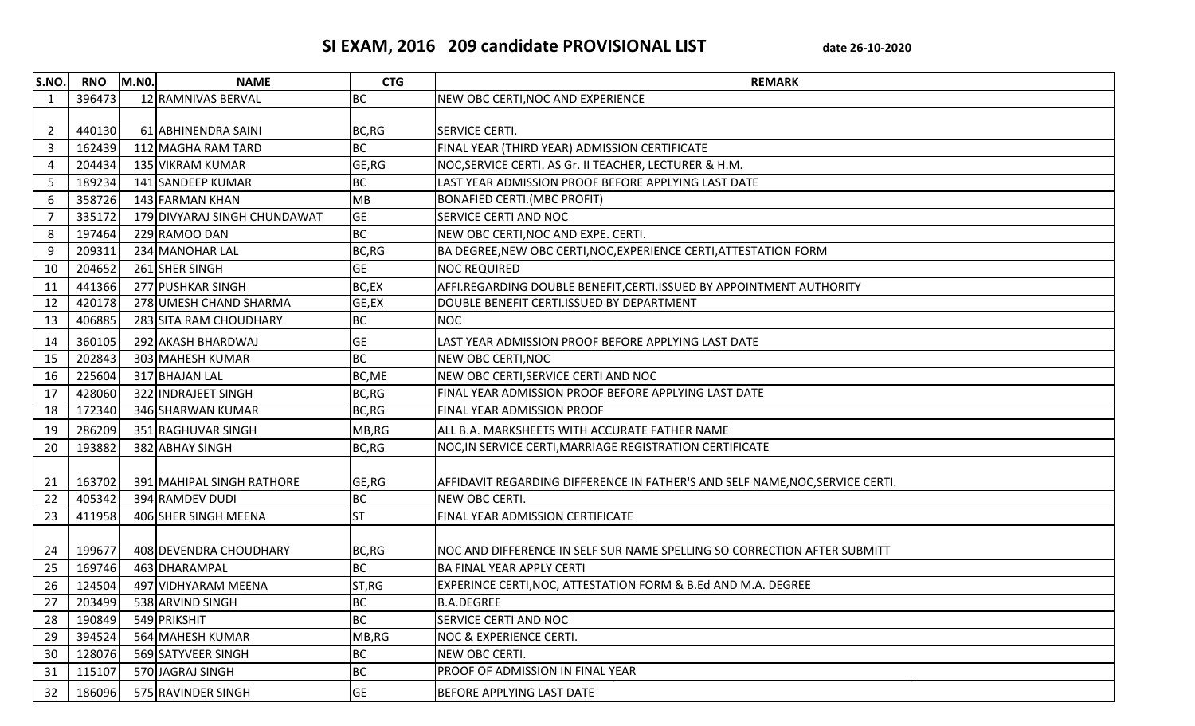# SI EXAM, 2016 209 candidate PROVISIONAL LIST

date 26-10-2020

| S.NO. | RNO | M.N0. | NAME | CTG | REMARK |
|---|---|---|---|---|---|
| 1 | 396473 | 12 | RAMNIVAS BERVAL | BC | NEW OBC CERTI,NOC AND EXPERIENCE |
| 2 | 440130 | 61 | ABHINENDRA SAINI | BC,RG | SERVICE CERTI. |
| 3 | 162439 | 112 | MAGHA RAM TARD | BC | FINAL YEAR (THIRD YEAR) ADMISSION CERTIFICATE |
| 4 | 204434 | 135 | VIKRAM KUMAR | GE,RG | NOC,SERVICE CERTI. AS Gr. II TEACHER, LECTURER & H.M. |
| 5 | 189234 | 141 | SANDEEP KUMAR | BC | LAST YEAR ADMISSION PROOF BEFORE APPLYING LAST DATE |
| 6 | 358726 | 143 | FARMAN KHAN | MB | BONAFIED CERTI.(MBC PROFIT) |
| 7 | 335172 | 179 | DIVYARAJ SINGH CHUNDAWAT | GE | SERVICE CERTI AND NOC |
| 8 | 197464 | 229 | RAMOO DAN | BC | NEW OBC CERTI,NOC AND EXPE. CERTI. |
| 9 | 209311 | 234 | MANOHAR LAL | BC,RG | BA DEGREE,NEW OBC CERTI,NOC,EXPERIENCE CERTI,ATTESTATION FORM |
| 10 | 204652 | 261 | SHER SINGH | GE | NOC REQUIRED |
| 11 | 441366 | 277 | PUSHKAR SINGH | BC,EX | AFFI.REGARDING DOUBLE BENEFIT,CERTI.ISSUED BY APPOINTMENT AUTHORITY |
| 12 | 420178 | 278 | UMESH CHAND SHARMA | GE,EX | DOUBLE BENEFIT CERTI.ISSUED BY DEPARTMENT |
| 13 | 406885 | 283 | SITA RAM CHOUDHARY | BC | NOC |
| 14 | 360105 | 292 | AKASH BHARDWAJ | GE | LAST YEAR ADMISSION PROOF BEFORE APPLYING LAST DATE |
| 15 | 202843 | 303 | MAHESH KUMAR | BC | NEW OBC CERTI,NOC |
| 16 | 225604 | 317 | BHAJAN LAL | BC,ME | NEW OBC CERTI,SERVICE CERTI AND NOC |
| 17 | 428060 | 322 | INDRAJEET SINGH | BC,RG | FINAL YEAR ADMISSION PROOF BEFORE APPLYING LAST DATE |
| 18 | 172340 | 346 | SHARWAN KUMAR | BC,RG | FINAL YEAR ADMISSION PROOF |
| 19 | 286209 | 351 | RAGHUVAR SINGH | MB,RG | ALL B.A. MARKSHEETS WITH ACCURATE FATHER NAME |
| 20 | 193882 | 382 | ABHAY SINGH | BC,RG | NOC,IN SERVICE CERTI,MARRIAGE REGISTRATION CERTIFICATE |
| 21 | 163702 | 391 | MAHIPAL SINGH RATHORE | GE,RG | AFFIDAVIT REGARDING DIFFERENCE IN FATHER'S AND SELF NAME,NOC,SERVICE CERTI. |
| 22 | 405342 | 394 | RAMDEV DUDI | BC | NEW OBC CERTI. |
| 23 | 411958 | 406 | SHER SINGH MEENA | ST | FINAL YEAR ADMISSION CERTIFICATE |
| 24 | 199677 | 408 | DEVENDRA CHOUDHARY | BC,RG | NOC AND DIFFERENCE IN SELF SUR NAME SPELLING SO CORRECTION AFTER SUBMITT |
| 25 | 169746 | 463 | DHARAMPAL | BC | BA FINAL YEAR APPLY CERTI |
| 26 | 124504 | 497 | VIDHYARAM MEENA | ST,RG | EXPERINCE CERTI,NOC, ATTESTATION FORM & B.Ed AND M.A. DEGREE |
| 27 | 203499 | 538 | ARVIND SINGH | BC | B.A.DEGREE |
| 28 | 190849 | 549 | PRIKSHIT | BC | SERVICE CERTI AND NOC |
| 29 | 394524 | 564 | MAHESH KUMAR | MB,RG | NOC & EXPERIENCE CERTI. |
| 30 | 128076 | 569 | SATYVEER SINGH | BC | NEW OBC CERTI. |
| 31 | 115107 | 570 | JAGRAJ SINGH | BC | PROOF OF ADMISSION IN FINAL YEAR |
| 32 | 186096 | 575 | RAVINDER SINGH | GE | BEFORE APPLYING LAST DATE |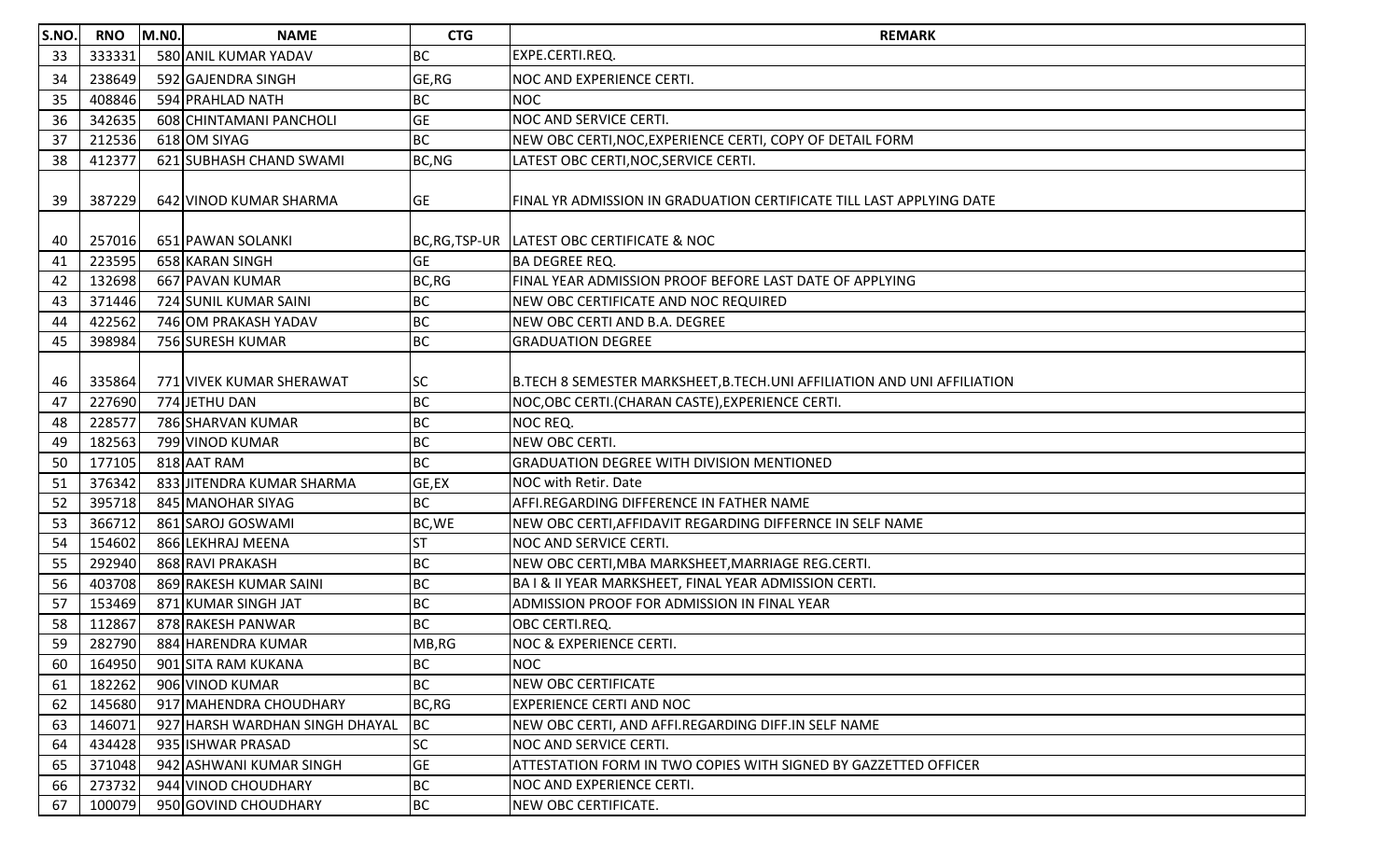| S.NO. | RNO | M.NO. | NAME | CTG | REMARK |
|---|---|---|---|---|---|
| 33 | 333331 | 580 | ANIL KUMAR YADAV | BC | EXPE.CERTI.REQ. |
| 34 | 238649 | 592 | GAJENDRA SINGH | GE,RG | NOC AND EXPERIENCE CERTI. |
| 35 | 408846 | 594 | PRAHLAD NATH | BC | NOC |
| 36 | 342635 | 608 | CHINTAMANI PANCHOLI | GE | NOC AND SERVICE CERTI. |
| 37 | 212536 | 618 | OM SIYAG | BC | NEW OBC CERTI,NOC,EXPERIENCE CERTI, COPY OF DETAIL FORM |
| 38 | 412377 | 621 | SUBHASH CHAND SWAMI | BC,NG | LATEST OBC CERTI,NOC,SERVICE CERTI. |
| 39 | 387229 | 642 | VINOD KUMAR SHARMA | GE | FINAL YR ADMISSION IN GRADUATION CERTIFICATE TILL LAST APPLYING DATE |
| 40 | 257016 | 651 | PAWAN SOLANKI | BC,RG,TSP-UR | LATEST OBC CERTIFICATE & NOC |
| 41 | 223595 | 658 | KARAN SINGH | GE | BA DEGREE REQ. |
| 42 | 132698 | 667 | PAVAN KUMAR | BC,RG | FINAL YEAR ADMISSION PROOF BEFORE LAST DATE OF APPLYING |
| 43 | 371446 | 724 | SUNIL KUMAR SAINI | BC | NEW OBC CERTIFICATE AND NOC REQUIRED |
| 44 | 422562 | 746 | OM PRAKASH YADAV | BC | NEW OBC CERTI AND B.A. DEGREE |
| 45 | 398984 | 756 | SURESH KUMAR | BC | GRADUATION DEGREE |
| 46 | 335864 | 771 | VIVEK KUMAR SHERAWAT | SC | B.TECH 8 SEMESTER MARKSHEET,B.TECH.UNI AFFILIATION AND UNI AFFILIATION |
| 47 | 227690 | 774 | JETHU DAN | BC | NOC,OBC CERTI.(CHARAN CASTE),EXPERIENCE CERTI. |
| 48 | 228577 | 786 | SHARVAN KUMAR | BC | NOC REQ. |
| 49 | 182563 | 799 | VINOD KUMAR | BC | NEW OBC CERTI. |
| 50 | 177105 | 818 | AAT RAM | BC | GRADUATION DEGREE WITH DIVISION MENTIONED |
| 51 | 376342 | 833 | JITENDRA KUMAR SHARMA | GE,EX | NOC with Retir. Date |
| 52 | 395718 | 845 | MANOHAR SIYAG | BC | AFFI.REGARDING DIFFERENCE IN FATHER NAME |
| 53 | 366712 | 861 | SAROJ GOSWAMI | BC,WE | NEW OBC CERTI,AFFIDAVIT REGARDING DIFFERNCE IN SELF NAME |
| 54 | 154602 | 866 | LEKHRAJ MEENA | ST | NOC AND SERVICE CERTI. |
| 55 | 292940 | 868 | RAVI PRAKASH | BC | NEW OBC CERTI,MBA MARKSHEET,MARRIAGE REG.CERTI. |
| 56 | 403708 | 869 | RAKESH KUMAR SAINI | BC | BA I & II YEAR MARKSHEET, FINAL YEAR ADMISSION CERTI. |
| 57 | 153469 | 871 | KUMAR SINGH JAT | BC | ADMISSION PROOF FOR ADMISSION IN FINAL YEAR |
| 58 | 112867 | 878 | RAKESH PANWAR | BC | OBC CERTI.REQ. |
| 59 | 282790 | 884 | HARENDRA KUMAR | MB,RG | NOC & EXPERIENCE CERTI. |
| 60 | 164950 | 901 | SITA RAM KUKANA | BC | NOC |
| 61 | 182262 | 906 | VINOD KUMAR | BC | NEW OBC CERTIFICATE |
| 62 | 145680 | 917 | MAHENDRA CHOUDHARY | BC,RG | EXPERIENCE CERTI AND NOC |
| 63 | 146071 | 927 | HARSH WARDHAN SINGH DHAYAL | BC | NEW OBC CERTI, AND AFFI.REGARDING DIFF.IN SELF NAME |
| 64 | 434428 | 935 | ISHWAR PRASAD | SC | NOC AND SERVICE CERTI. |
| 65 | 371048 | 942 | ASHWANI KUMAR SINGH | GE | ATTESTATION FORM IN TWO COPIES WITH SIGNED BY GAZZETTED OFFICER |
| 66 | 273732 | 944 | VINOD CHOUDHARY | BC | NOC AND EXPERIENCE CERTI. |
| 67 | 100079 | 950 | GOVIND CHOUDHARY | BC | NEW OBC CERTIFICATE. |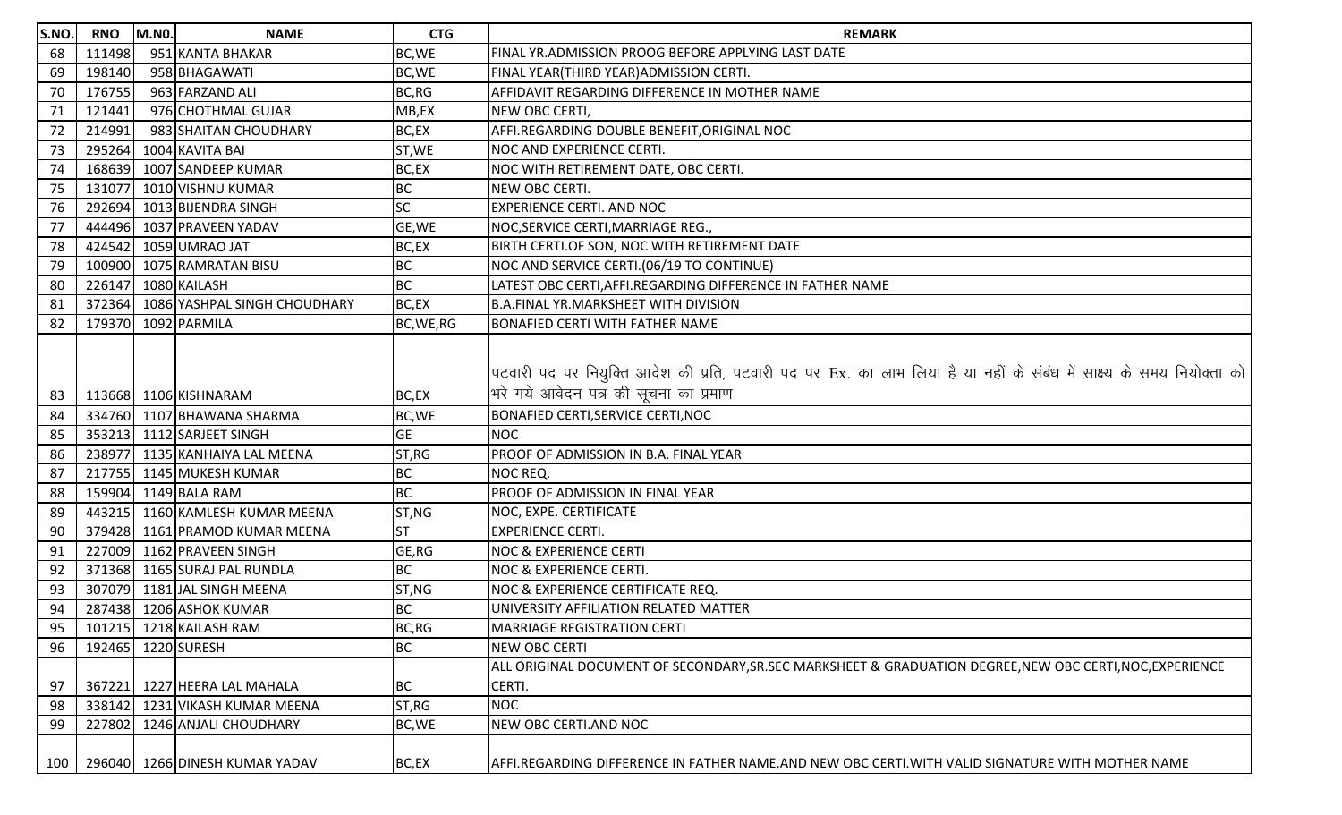| S.NO. | RNO | M.NO. | NAME | CTG | REMARK |
|---|---|---|---|---|---|
| 68 | 111498 | 951 | KANTA BHAKAR | BC,WE | FINAL YR.ADMISSION PROOG BEFORE APPLYING LAST DATE |
| 69 | 198140 | 958 | BHAGAWATI | BC,WE | FINAL YEAR(THIRD YEAR)ADMISSION CERTI. |
| 70 | 176755 | 963 | FARZAND ALI | BC,RG | AFFIDAVIT REGARDING DIFFERENCE IN MOTHER NAME |
| 71 | 121441 | 976 | CHOTHMAL GUJAR | MB,EX | NEW OBC CERTI, |
| 72 | 214991 | 983 | SHAITAN CHOUDHARY | BC,EX | AFFI.REGARDING DOUBLE BENEFIT,ORIGINAL NOC |
| 73 | 295264 | 1004 | KAVITA BAI | ST,WE | NOC AND EXPERIENCE CERTI. |
| 74 | 168639 | 1007 | SANDEEP KUMAR | BC,EX | NOC WITH RETIREMENT DATE, OBC CERTI. |
| 75 | 131077 | 1010 | VISHNU KUMAR | BC | NEW OBC CERTI. |
| 76 | 292694 | 1013 | BIJENDRA SINGH | SC | EXPERIENCE CERTI. AND NOC |
| 77 | 444496 | 1037 | PRAVEEN YADAV | GE,WE | NOC,SERVICE CERTI,MARRIAGE REG., |
| 78 | 424542 | 1059 | UMRAO JAT | BC,EX | BIRTH CERTI.OF SON, NOC WITH RETIREMENT DATE |
| 79 | 100900 | 1075 | RAMRATAN BISU | BC | NOC AND SERVICE CERTI.(06/19 TO CONTINUE) |
| 80 | 226147 | 1080 | KAILASH | BC | LATEST OBC CERTI,AFFI.REGARDING DIFFERENCE IN FATHER NAME |
| 81 | 372364 | 1086 | YASHPAL SINGH CHOUDHARY | BC,EX | B.A.FINAL YR.MARKSHEET WITH DIVISION |
| 82 | 179370 | 1092 | PARMILA | BC,WE,RG | BONAFIED CERTI WITH FATHER NAME |
| 83 | 113668 | 1106 | KISHNARAM | BC,EX | पटवारी पद पर नियुक्ति आदेश की प्रति, पटवारी पद पर Ex. का लाभ लिया है या नहीं के संबंध में साक्ष्य के समय नियोक्ता को भरे गये आवेदन पत्र की सूचना का प्रमाण |
| 84 | 334760 | 1107 | BHAWANA SHARMA | BC,WE | BONAFIED CERTI,SERVICE CERTI,NOC |
| 85 | 353213 | 1112 | SARJEET SINGH | GE | NOC |
| 86 | 238977 | 1135 | KANHAIYA LAL MEENA | ST,RG | PROOF OF ADMISSION IN B.A. FINAL YEAR |
| 87 | 217755 | 1145 | MUKESH KUMAR | BC | NOC REQ. |
| 88 | 159904 | 1149 | BALA RAM | BC | PROOF OF ADMISSION IN FINAL YEAR |
| 89 | 443215 | 1160 | KAMLESH KUMAR MEENA | ST,NG | NOC, EXPE. CERTIFICATE |
| 90 | 379428 | 1161 | PRAMOD KUMAR MEENA | ST | EXPERIENCE CERTI. |
| 91 | 227009 | 1162 | PRAVEEN SINGH | GE,RG | NOC & EXPERIENCE CERTI |
| 92 | 371368 | 1165 | SURAJ PAL RUNDLA | BC | NOC & EXPERIENCE CERTI. |
| 93 | 307079 | 1181 | JAL SINGH MEENA | ST,NG | NOC & EXPERIENCE CERTIFICATE REQ. |
| 94 | 287438 | 1206 | ASHOK KUMAR | BC | UNIVERSITY AFFILIATION RELATED MATTER |
| 95 | 101215 | 1218 | KAILASH RAM | BC,RG | MARRIAGE REGISTRATION CERTI |
| 96 | 192465 | 1220 | SURESH | BC | NEW OBC CERTI |
| 97 | 367221 | 1227 | HEERA LAL MAHALA | BC | ALL ORIGINAL DOCUMENT OF SECONDARY,SR.SEC MARKSHEET & GRADUATION DEGREE,NEW OBC CERTI,NOC,EXPERIENCE CERTI. |
| 98 | 338142 | 1231 | VIKASH KUMAR MEENA | ST,RG | NOC |
| 99 | 227802 | 1246 | ANJALI CHOUDHARY | BC,WE | NEW OBC CERTI.AND NOC |
| 100 | 296040 | 1266 | DINESH KUMAR YADAV | BC,EX | AFFI.REGARDING DIFFERENCE IN FATHER NAME,AND NEW OBC CERTI.WITH VALID SIGNATURE WITH MOTHER NAME |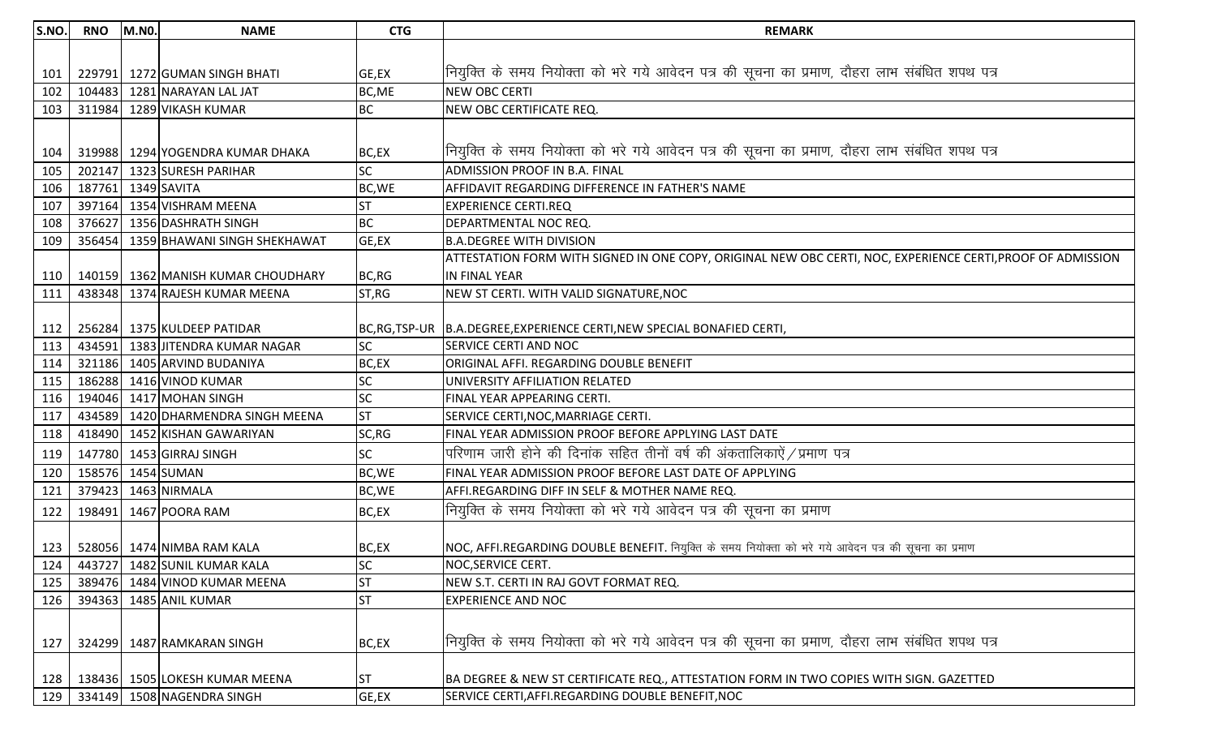| S.NO. | RNO | M.N0. | NAME | CTG | REMARK |
|---|---|---|---|---|---|
| 101 | 229791 | 1272 | GUMAN SINGH BHATI | GE,EX | नियुक्ति के समय नियोक्ता को भरे गये आवेदन पत्र की सूचना का प्रमाण, दौहरा लाभ संबंधित शपथ पत्र |
| 102 | 104483 | 1281 | NARAYAN LAL JAT | BC,ME | NEW OBC CERTI |
| 103 | 311984 | 1289 | VIKASH KUMAR | BC | NEW OBC CERTIFICATE REQ. |
| 104 | 319988 | 1294 | YOGENDRA KUMAR DHAKA | BC,EX | नियुक्ति के समय नियोक्ता को भरे गये आवेदन पत्र की सूचना का प्रमाण, दौहरा लाभ संबंधित शपथ पत्र |
| 105 | 202147 | 1323 | SURESH PARIHAR | SC | ADMISSION PROOF IN B.A. FINAL |
| 106 | 187761 | 1349 | SAVITA | BC,WE | AFFIDAVIT REGARDING DIFFERENCE IN FATHER'S NAME |
| 107 | 397164 | 1354 | VISHRAM MEENA | ST | EXPERIENCE CERTI.REQ |
| 108 | 376627 | 1356 | DASHRATH SINGH | BC | DEPARTMENTAL NOC REQ. |
| 109 | 356454 | 1359 | BHAWANI SINGH SHEKHAWAT | GE,EX | B.A.DEGREE WITH DIVISION |
| 110 | 140159 | 1362 | MANISH KUMAR CHOUDHARY | BC,RG | ATTESTATION FORM WITH SIGNED IN ONE COPY, ORIGINAL NEW OBC CERTI, NOC, EXPERIENCE CERTI,PROOF OF ADMISSION IN FINAL YEAR |
| 111 | 438348 | 1374 | RAJESH KUMAR MEENA | ST,RG | NEW ST CERTI. WITH VALID SIGNATURE,NOC |
| 112 | 256284 | 1375 | KULDEEP PATIDAR | BC,RG,TSP-UR | B.A.DEGREE,EXPERIENCE CERTI,NEW SPECIAL BONAFIED CERTI, |
| 113 | 434591 | 1383 | JITENDRA KUMAR NAGAR | SC | SERVICE CERTI AND NOC |
| 114 | 321186 | 1405 | ARVIND BUDANIYA | BC,EX | ORIGINAL AFFI. REGARDING DOUBLE BENEFIT |
| 115 | 186288 | 1416 | VINOD KUMAR | SC | UNIVERSITY AFFILIATION RELATED |
| 116 | 194046 | 1417 | MOHAN SINGH | SC | FINAL YEAR APPEARING CERTI. |
| 117 | 434589 | 1420 | DHARMENDRA SINGH MEENA | ST | SERVICE CERTI,NOC,MARRIAGE CERTI. |
| 118 | 418490 | 1452 | KISHAN GAWARIYAN | SC,RG | FINAL YEAR ADMISSION PROOF BEFORE APPLYING LAST DATE |
| 119 | 147780 | 1453 | GIRRAJ SINGH | SC | परिणाम जारी होने की दिनांक सहित तीनों वर्ष की अंकतालिकाऐं / प्रमाण पत्र |
| 120 | 158576 | 1454 | SUMAN | BC,WE | FINAL YEAR ADMISSION PROOF BEFORE LAST DATE OF APPLYING |
| 121 | 379423 | 1463 | NIRMALA | BC,WE | AFFI.REGARDING DIFF IN SELF & MOTHER NAME REQ. |
| 122 | 198491 | 1467 | POORA RAM | BC,EX | नियुक्ति के समय नियोक्ता को भरे गये आवेदन पत्र की सूचना का प्रमाण |
| 123 | 528056 | 1474 | NIMBA RAM KALA | BC,EX | NOC, AFFI.REGARDING DOUBLE BENEFIT. नियुक्ति के समय नियोक्ता को भरे गये आवेदन पत्र की सूचना का प्रमाण |
| 124 | 443727 | 1482 | SUNIL KUMAR KALA | SC | NOC,SERVICE CERT. |
| 125 | 389476 | 1484 | VINOD KUMAR MEENA | ST | NEW S.T. CERTI IN RAJ GOVT FORMAT REQ. |
| 126 | 394363 | 1485 | ANIL KUMAR | ST | EXPERIENCE AND NOC |
| 127 | 324299 | 1487 | RAMKARAN SINGH | BC,EX | नियुक्ति के समय नियोक्ता को भरे गये आवेदन पत्र की सूचना का प्रमाण, दौहरा लाभ संबंधित शपथ पत्र |
| 128 | 138436 | 1505 | LOKESH KUMAR MEENA | ST | BA DEGREE & NEW ST CERTIFICATE REQ., ATTESTATION FORM IN TWO COPIES WITH SIGN. GAZETTED |
| 129 | 334149 | 1508 | NAGENDRA SINGH | GE,EX | SERVICE CERTI,AFFI.REGARDING DOUBLE BENEFIT,NOC |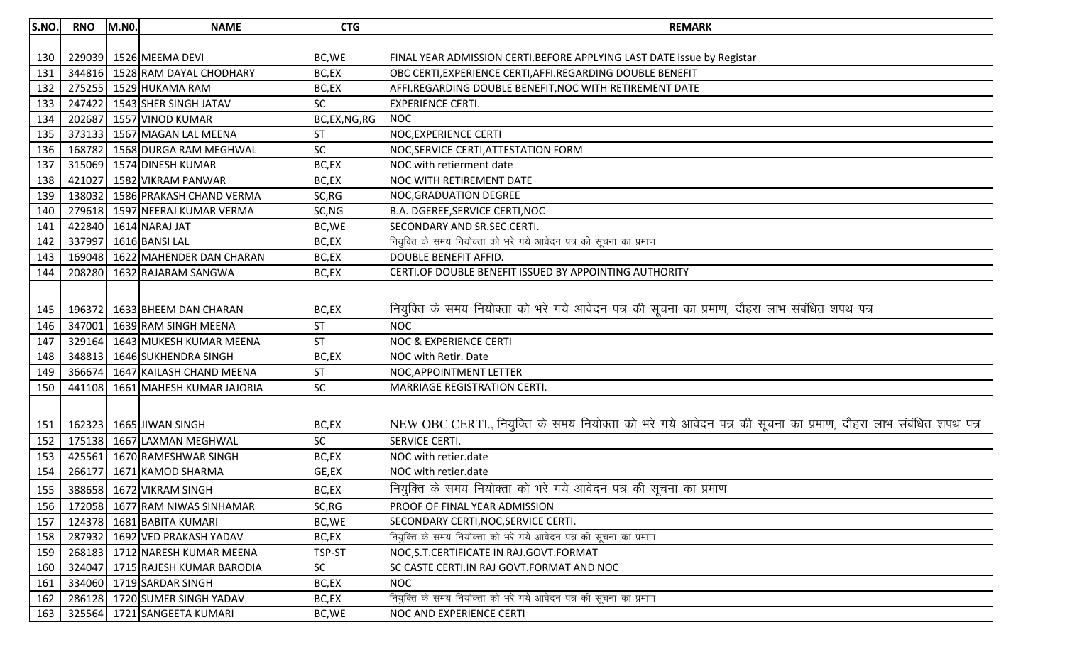| S.NO. | RNO | M.N0. | NAME | CTG | REMARK |
|---|---|---|---|---|---|
| 130 | 229039 | 1526 | MEEMA DEVI | BC,WE | FINAL YEAR ADMISSION CERTI.BEFORE APPLYING LAST DATE issue by Registar |
| 131 | 344816 | 1528 | RAM DAYAL CHODHARY | BC,EX | OBC CERTI,EXPERIENCE CERTI,AFFI.REGARDING DOUBLE BENEFIT |
| 132 | 275255 | 1529 | HUKAMA RAM | BC,EX | AFFI.REGARDING DOUBLE BENEFIT,NOC WITH RETIREMENT DATE |
| 133 | 247422 | 1543 | SHER SINGH JATAV | SC | EXPERIENCE CERTI. |
| 134 | 202687 | 1557 | VINOD KUMAR | BC,EX,NG,RG | NOC |
| 135 | 373133 | 1567 | MAGAN LAL MEENA | ST | NOC,EXPERIENCE CERTI |
| 136 | 168782 | 1568 | DURGA RAM MEGHWAL | SC | NOC,SERVICE CERTI,ATTESTATION FORM |
| 137 | 315069 | 1574 | DINESH KUMAR | BC,EX | NOC with retierment date |
| 138 | 421027 | 1582 | VIKRAM PANWAR | BC,EX | NOC WITH RETIREMENT DATE |
| 139 | 138032 | 1586 | PRAKASH CHAND VERMA | SC,RG | NOC,GRADUATION DEGREE |
| 140 | 279618 | 1597 | NEERAJ KUMAR VERMA | SC,NG | B.A. DGEREE,SERVICE CERTI,NOC |
| 141 | 422840 | 1614 | NARAJ JAT | BC,WE | SECONDARY AND SR.SEC.CERTI. |
| 142 | 337997 | 1616 | BANSI LAL | BC,EX | नियुक्ति के समय नियोक्ता को भरे गये आवेदन पत्र की सूचना का प्रमाण |
| 143 | 169048 | 1622 | MAHENDER DAN CHARAN | BC,EX | DOUBLE BENEFIT AFFID. |
| 144 | 208280 | 1632 | RAJARAM SANGWA | BC,EX | CERTI.OF DOUBLE BENEFIT ISSUED BY APPOINTING AUTHORITY |
| 145 | 196372 | 1633 | BHEEM DAN CHARAN | BC,EX | नियुक्ति के समय नियोक्ता को भरे गये आवेदन पत्र की सूचना का प्रमाण, दौहरा लाभ संबंधित शपथ पत्र |
| 146 | 347001 | 1639 | RAM SINGH MEENA | ST | NOC |
| 147 | 329164 | 1643 | MUKESH KUMAR MEENA | ST | NOC & EXPERIENCE CERTI |
| 148 | 348813 | 1646 | SUKHENDRA SINGH | BC,EX | NOC with Retir. Date |
| 149 | 366674 | 1647 | KAILASH CHAND MEENA | ST | NOC,APPOINTMENT LETTER |
| 150 | 441108 | 1661 | MAHESH KUMAR JAJORIA | SC | MARRIAGE REGISTRATION CERTI. |
| 151 | 162323 | 1665 | JIWAN SINGH | BC,EX | NEW OBC CERTI., नियुक्ति के समय नियोक्ता को भरे गये आवेदन पत्र की सूचना का प्रमाण, दौहरा लाभ संबंधित शपथ पत्र |
| 152 | 175138 | 1667 | LAXMAN MEGHWAL | SC | SERVICE CERTI. |
| 153 | 425561 | 1670 | RAMESHWAR SINGH | BC,EX | NOC with retier.date |
| 154 | 266177 | 1671 | KAMOD SHARMA | GE,EX | NOC with retier.date |
| 155 | 388658 | 1672 | VIKRAM SINGH | BC,EX | नियुक्ति के समय नियोक्ता को भरे गये आवेदन पत्र की सूचना का प्रमाण |
| 156 | 172058 | 1677 | RAM NIWAS SINHAMAR | SC,RG | PROOF OF FINAL YEAR ADMISSION |
| 157 | 124378 | 1681 | BABITA KUMARI | BC,WE | SECONDARY CERTI,NOC,SERVICE CERTI. |
| 158 | 287932 | 1692 | VED PRAKASH YADAV | BC,EX | नियुक्ति के समय नियोक्ता को भरे गये आवेदन पत्र की सूचना का प्रमाण |
| 159 | 268183 | 1712 | NARESH KUMAR MEENA | TSP-ST | NOC,S.T.CERTIFICATE IN RAJ.GOVT.FORMAT |
| 160 | 324047 | 1715 | RAJESH KUMAR BARODIA | SC | SC CASTE CERTI.IN RAJ GOVT.FORMAT AND NOC |
| 161 | 334060 | 1719 | SARDAR SINGH | BC,EX | NOC |
| 162 | 286128 | 1720 | SUMER SINGH YADAV | BC,EX | नियुक्ति के समय नियोक्ता को भरे गये आवेदन पत्र की सूचना का प्रमाण |
| 163 | 325564 | 1721 | SANGEETA KUMARI | BC,WE | NOC AND EXPERIENCE CERTI |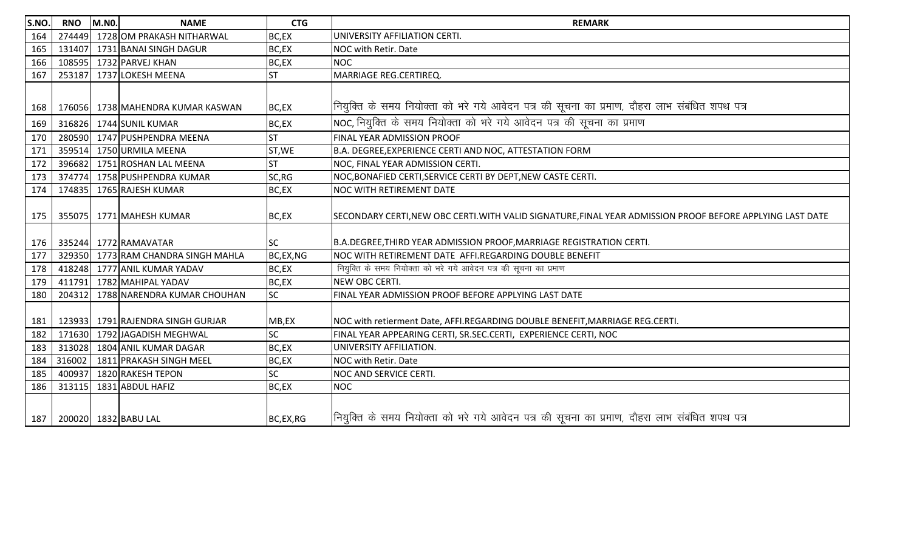| S.NO. | RNO | M.NO. | NAME | CTG | REMARK |
|---|---|---|---|---|---|
| 164 | 274449 | 1728 | OM PRAKASH NITHARWAL | BC,EX | UNIVERSITY AFFILIATION CERTI. |
| 165 | 131407 | 1731 | BANAI SINGH DAGUR | BC,EX | NOC with Retir. Date |
| 166 | 108595 | 1732 | PARVEJ KHAN | BC,EX | NOC |
| 167 | 253187 | 1737 | LOKESH MEENA | ST | MARRIAGE REG.CERTIREQ. |
| 168 | 176056 | 1738 | MAHENDRA KUMAR KASWAN | BC,EX | नियुक्ति के समय नियोक्ता को भरे गये आवेदन पत्र की सूचना का प्रमाण, दौहरा लाभ संबंधित शपथ पत्र |
| 169 | 316826 | 1744 | SUNIL KUMAR | BC,EX | NOC, नियुक्ति के समय नियोक्ता को भरे गये आवेदन पत्र की सूचना का प्रमाण |
| 170 | 280590 | 1747 | PUSHPENDRA MEENA | ST | FINAL YEAR ADMISSION PROOF |
| 171 | 359514 | 1750 | URMILA MEENA | ST,WE | B.A. DEGREE,EXPERIENCE CERTI AND NOC, ATTESTATION FORM |
| 172 | 396682 | 1751 | ROSHAN LAL MEENA | ST | NOC, FINAL YEAR ADMISSION CERTI. |
| 173 | 374774 | 1758 | PUSHPENDRA KUMAR | SC,RG | NOC,BONAFIED CERTI,SERVICE CERTI BY DEPT,NEW CASTE CERTI. |
| 174 | 174835 | 1765 | RAJESH KUMAR | BC,EX | NOC WITH RETIREMENT DATE |
| 175 | 355075 | 1771 | MAHESH KUMAR | BC,EX | SECONDARY CERTI,NEW OBC CERTI.WITH VALID SIGNATURE,FINAL YEAR ADMISSION PROOF BEFORE APPLYING LAST DATE |
| 176 | 335244 | 1772 | RAMAVATAR | SC | B.A.DEGREE,THIRD YEAR ADMISSION PROOF,MARRIAGE REGISTRATION CERTI. |
| 177 | 329350 | 1773 | RAM CHANDRA SINGH MAHLA | BC,EX,NG | NOC WITH RETIREMENT DATE AFFI.REGARDING DOUBLE BENEFIT |
| 178 | 418248 | 1777 | ANIL KUMAR YADAV | BC,EX | नियुक्ति के समय नियोक्ता को भरे गये आवेदन पत्र की सूचना का प्रमाण |
| 179 | 411791 | 1782 | MAHIPAL YADAV | BC,EX | NEW OBC CERTI. |
| 180 | 204312 | 1788 | NARENDRA KUMAR CHOUHAN | SC | FINAL YEAR ADMISSION PROOF BEFORE APPLYING LAST DATE |
| 181 | 123933 | 1791 | RAJENDRA SINGH GURJAR | MB,EX | NOC with retierment Date, AFFI.REGARDING DOUBLE BENEFIT,MARRIAGE REG.CERTI. |
| 182 | 171630 | 1792 | JAGADISH MEGHWAL | SC | FINAL YEAR APPEARING CERTI, SR.SEC.CERTI, EXPERIENCE CERTI, NOC |
| 183 | 313028 | 1804 | ANIL KUMAR DAGAR | BC,EX | UNIVERSITY AFFILIATION. |
| 184 | 316002 | 1811 | PRAKASH SINGH MEEL | BC,EX | NOC with Retir. Date |
| 185 | 400937 | 1820 | RAKESH TEPON | SC | NOC AND SERVICE CERTI. |
| 186 | 313115 | 1831 | ABDUL HAFIZ | BC,EX | NOC |
| 187 | 200020 | 1832 | BABU LAL | BC,EX,RG | नियुक्ति के समय नियोक्ता को भरे गये आवेदन पत्र की सूचना का प्रमाण, दौहरा लाभ संबंधित शपथ पत्र |